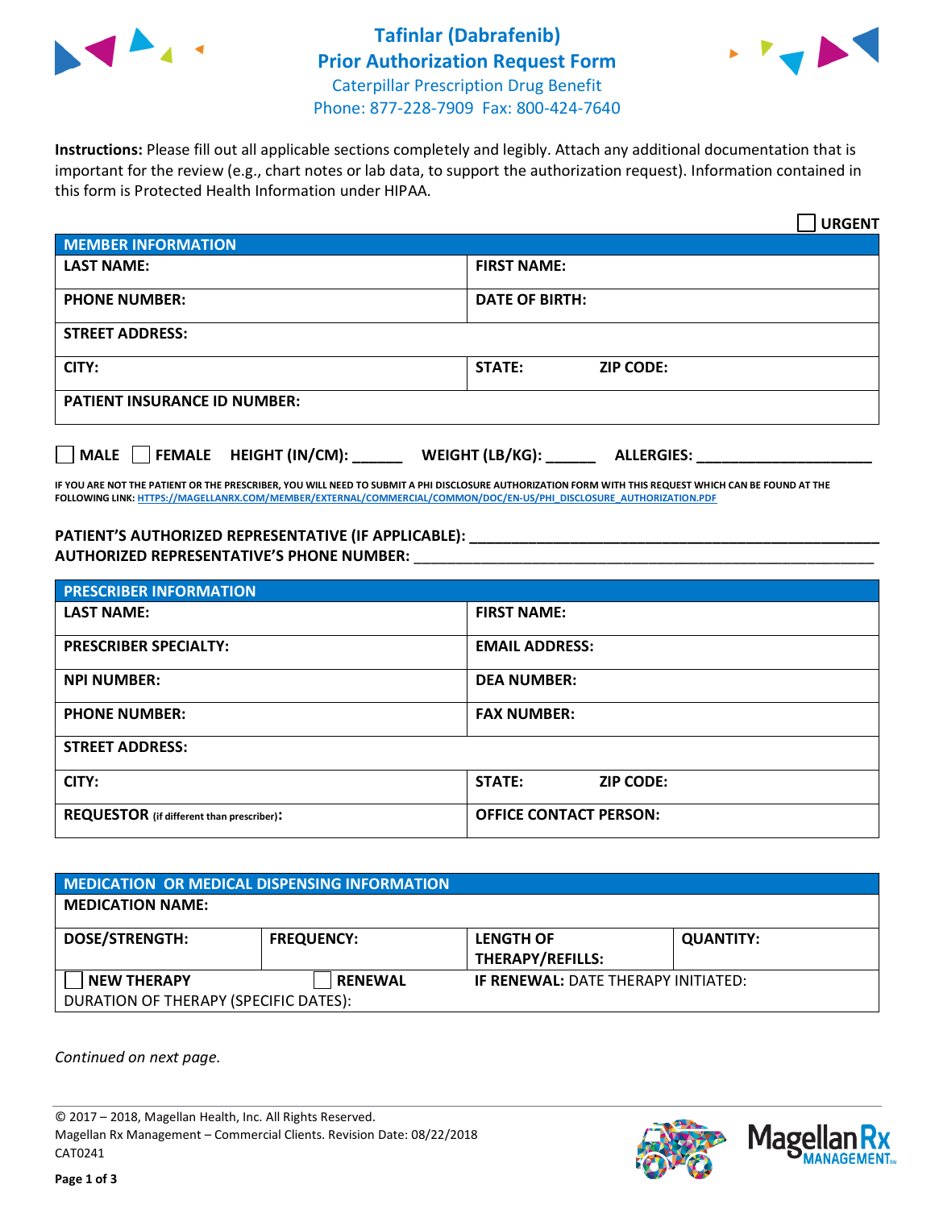# Tafinlar (Dabrafenib) Prior Authorization Request Form

Caterpillar Prescription Drug Benefit
Phone: 877-228-7909 Fax: 800-424-7640

**Instructions:** Please fill out all applicable sections completely and legibly. Attach any additional documentation that is important for the review (e.g., chart notes or lab data, to support the authorization request). Information contained in this form is Protected Health Information under HIPAA.

☐ **URGENT**

| MEMBER INFORMATION | |
|---|---|
| **LAST NAME:** | **FIRST NAME:** |
| **PHONE NUMBER:** | **DATE OF BIRTH:** |
| **STREET ADDRESS:** | |
| **CITY:** | **STATE:** **ZIP CODE:** |
| **PATIENT INSURANCE ID NUMBER:** | |

☐ **MALE** ☐ **FEMALE** **HEIGHT (IN/CM):** ______ **WEIGHT (LB/KG):** ______ **ALLERGIES:** ____________________

**IF YOU ARE NOT THE PATIENT OR THE PRESCRIBER, YOU WILL NEED TO SUBMIT A PHI DISCLOSURE AUTHORIZATION FORM WITH THIS REQUEST WHICH CAN BE FOUND AT THE FOLLOWING LINK: HTTPS://MAGELLANRX.COM/MEMBER/EXTERNAL/COMMERCIAL/COMMON/DOC/EN-US/PHI_DISCLOSURE_AUTHORIZATION.PDF**

**PATIENT'S AUTHORIZED REPRESENTATIVE (IF APPLICABLE):** ____________________
**AUTHORIZED REPRESENTATIVE'S PHONE NUMBER:** ____________________

| PRESCRIBER INFORMATION | |
|---|---|
| **LAST NAME:** | **FIRST NAME:** |
| **PRESCRIBER SPECIALTY:** | **EMAIL ADDRESS:** |
| **NPI NUMBER:** | **DEA NUMBER:** |
| **PHONE NUMBER:** | **FAX NUMBER:** |
| **STREET ADDRESS:** | |
| **CITY:** | **STATE:** **ZIP CODE:** |
| **REQUESTOR** (if different than prescriber)**:** | **OFFICE CONTACT PERSON:** |

| MEDICATION OR MEDICAL DISPENSING INFORMATION | | | |
|---|---|---|---|
| **MEDICATION NAME:** | | | |
| **DOSE/STRENGTH:** | **FREQUENCY:** | **LENGTH OF THERAPY/REFILLS:** | **QUANTITY:** |
| ☐ **NEW THERAPY** | ☐ **RENEWAL** | **IF RENEWAL:** DATE THERAPY INITIATED: | |
| DURATION OF THERAPY (SPECIFIC DATES): | | | |

*Continued on next page.*

© 2017 – 2018, Magellan Health, Inc. All Rights Reserved.
Magellan Rx Management – Commercial Clients. Revision Date: 08/22/2018
CAT0241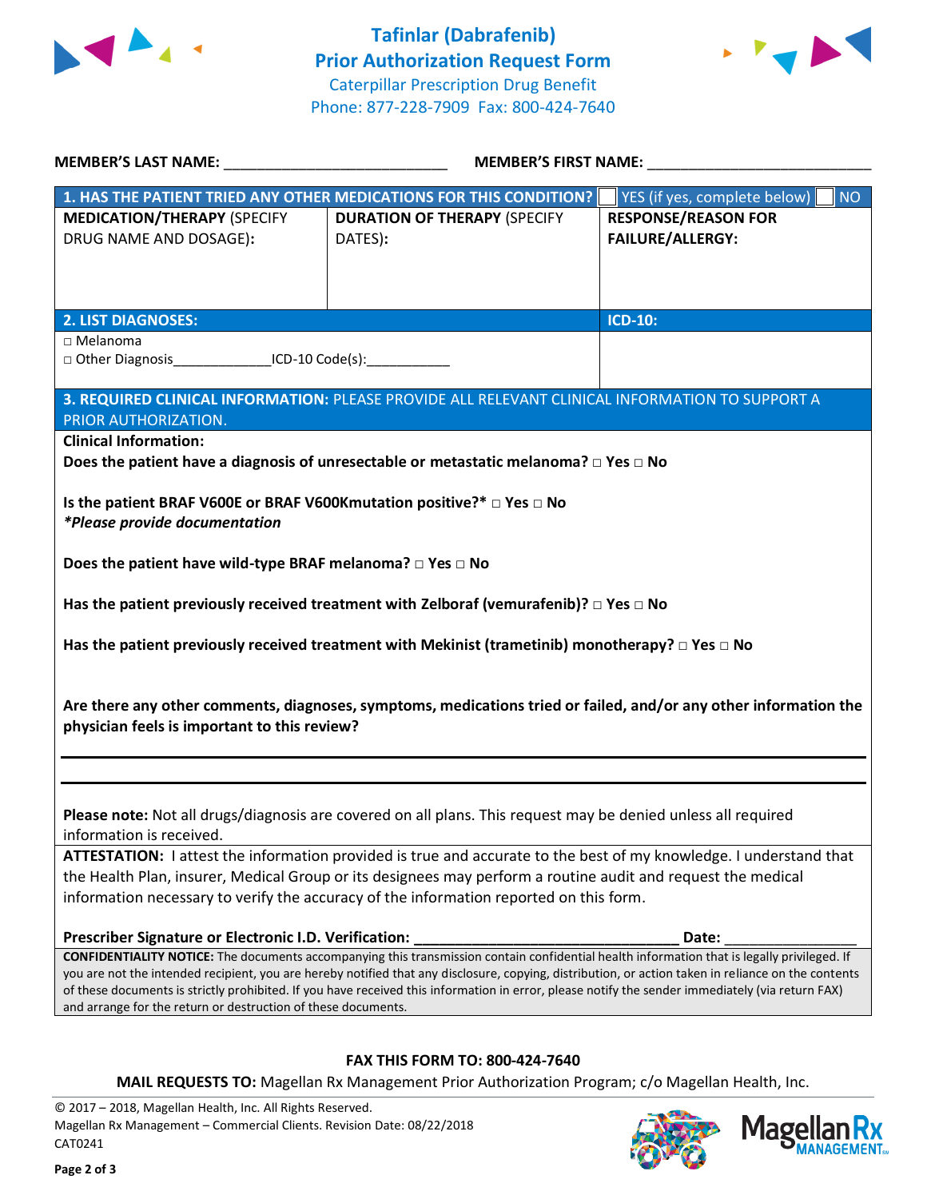# Tafinlar (Dabrafenib)
## Prior Authorization Request Form

Caterpillar Prescription Drug Benefit
Phone: 877-228-7909 Fax: 800-424-7640

**MEMBER'S LAST NAME:** ___________________________ **MEMBER'S FIRST NAME:** ___________________________

| **1. HAS THE PATIENT TRIED ANY OTHER MEDICATIONS FOR THIS CONDITION?** | | ☐ YES (if yes, complete below) ☐ NO |
|---|---|---|
| **MEDICATION/THERAPY** (SPECIFY DRUG NAME AND DOSAGE): | **DURATION OF THERAPY** (SPECIFY DATES): | **RESPONSE/REASON FOR FAILURE/ALLERGY:** |
| | | |

| **2. LIST DIAGNOSES:** | **ICD-10:** |
|---|---|
| □ Melanoma<br>□ Other Diagnosis_____________ICD-10 Code(s):___________ | |

**3. REQUIRED CLINICAL INFORMATION:** PLEASE PROVIDE ALL RELEVANT CLINICAL INFORMATION TO SUPPORT A PRIOR AUTHORIZATION.

**Clinical Information:**

**Does the patient have a diagnosis of unresectable or metastatic melanoma? □ Yes □ No**

**Is the patient BRAF V600E or BRAF V600Kmutation positive?* □ Yes □ No**
***Please provide documentation***

**Does the patient have wild-type BRAF melanoma? □ Yes □ No**

**Has the patient previously received treatment with Zelboraf (vemurafenib)? □ Yes □ No**

**Has the patient previously received treatment with Mekinist (trametinib) monotherapy? □ Yes □ No**

**Are there any other comments, diagnoses, symptoms, medications tried or failed, and/or any other information the physician feels is important to this review?**

_______________________________________________

_______________________________________________

**Please note:** Not all drugs/diagnosis are covered on all plans. This request may be denied unless all required information is received.

**ATTESTATION:** I attest the information provided is true and accurate to the best of my knowledge. I understand that the Health Plan, insurer, Medical Group or its designees may perform a routine audit and request the medical information necessary to verify the accuracy of the information reported on this form.

**Prescriber Signature or Electronic I.D. Verification:** _________________________________ **Date:** ________________

**CONFIDENTIALITY NOTICE:** The documents accompanying this transmission contain confidential health information that is legally privileged. If you are not the intended recipient, you are hereby notified that any disclosure, copying, distribution, or action taken in reliance on the contents of these documents is strictly prohibited. If you have received this information in error, please notify the sender immediately (via return FAX) and arrange for the return or destruction of these documents.

**FAX THIS FORM TO: 800-424-7640**

**MAIL REQUESTS TO:** Magellan Rx Management Prior Authorization Program; c/o Magellan Health, Inc.

© 2017 – 2018, Magellan Health, Inc. All Rights Reserved.
Magellan Rx Management – Commercial Clients. Revision Date: 08/22/2018
CAT0241